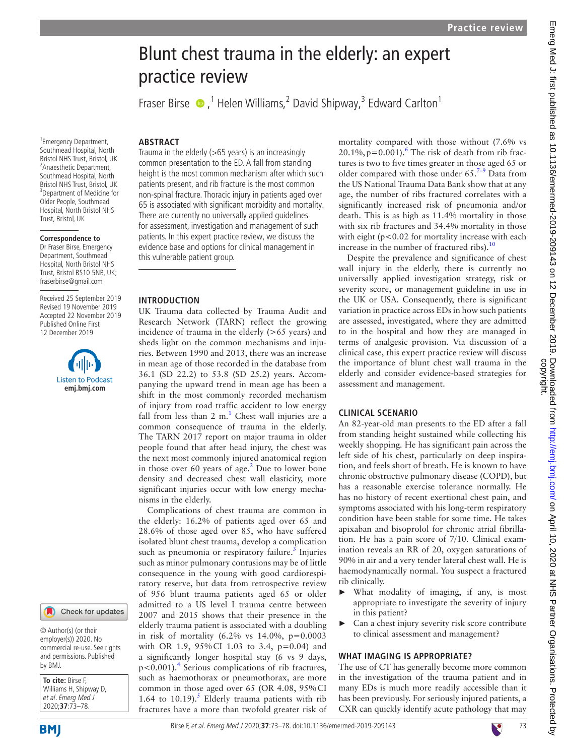# Blunt chest trauma in the elderly: an expert practice review

Fraser Birse,[1] Helen Williams,[2] David Shipway,[3] Edward Carlton[1]

[1]Emergency Department, Southmead Hospital, North Bristol NHS Trust, Bristol, UK
[2]Anaesthetic Department, Southmead Hospital, North Bristol NHS Trust, Bristol, UK
[3]Department of Medicine for Older People, Southmead Hospital, North Bristol NHS Trust, Bristol, UK

**Correspondence to**
Dr Fraser Birse, Emergency Department, Southmead Hospital, North Bristol NHS Trust, Bristol BS10 5NB, UK; fraserbirse@gmail.com

Received 25 September 2019
Revised 19 November 2019
Accepted 22 November 2019
Published Online First 12 December 2019

© Author(s) (or their employer(s)) 2020. No commercial re-use. See rights and permissions. Published by BMJ.

**To cite:** Birse F, Williams H, Shipway D, *et al. Emerg Med J* 2020;**37**:73–78.

## ABSTRACT

Trauma in the elderly (>65 years) is an increasingly common presentation to the ED. A fall from standing height is the most common mechanism after which such patients present, and rib fracture is the most common non-spinal fracture. Thoracic injury in patients aged over 65 is associated with significant morbidity and mortality. There are currently no universally applied guidelines for assessment, investigation and management of such patients. In this expert practice review, we discuss the evidence base and options for clinical management in this vulnerable patient group.

## INTRODUCTION

UK Trauma data collected by Trauma Audit and Research Network (TARN) reflect the growing incidence of trauma in the elderly (>65 years) and sheds light on the common mechanisms and injuries. Between 1990 and 2013, there was an increase in mean age of those recorded in the database from 36.1 (SD 22.2) to 53.8 (SD 25.2) years. Accompanying the upward trend in mean age has been a shift in the most commonly recorded mechanism of injury from road traffic accident to low energy fall from less than 2 m.[1] Chest wall injuries are a common consequence of trauma in the elderly. The TARN 2017 report on major trauma in older people found that after head injury, the chest was the next most commonly injured anatomical region in those over 60 years of age.[2] Due to lower bone density and decreased chest wall elasticity, more significant injuries occur with low energy mechanisms in the elderly.

Complications of chest trauma are common in the elderly: 16.2% of patients aged over 65 and 28.6% of those aged over 85, who have suffered isolated blunt chest trauma, develop a complication such as pneumonia or respiratory failure.[3] Injuries such as minor pulmonary contusions may be of little consequence in the young with good cardiorespiratory reserve, but data from retrospective review of 956 blunt trauma patients aged 65 or older admitted to a US level I trauma centre between 2007 and 2015 shows that their presence in the elderly trauma patient is associated with a doubling in risk of mortality (6.2% vs 14.0%, $p=0.0003$ with OR 1.9, 95% CI 1.03 to 3.4, $p=0.04$) and a significantly longer hospital stay (6 vs 9 days, $p<0.001$).[4] Serious complications of rib fractures, such as haemothorax or pneumothorax, are more common in those aged over 65 (OR 4.08, 95% CI 1.64 to 10.19).[5] Elderly trauma patients with rib fractures have a more than twofold greater risk of mortality compared with those without (7.6% vs 20.1%, $p=0.001$).[6] The risk of death from rib fractures is two to five times greater in those aged 65 or older compared with those under 65.[7–9] Data from the US National Trauma Data Bank show that at any age, the number of ribs fractured correlates with a significantly increased risk of pneumonia and/or death. This is as high as 11.4% mortality in those with six rib fractures and 34.4% mortality in those with eight ($p<0.02$ for mortality increase with each increase in the number of fractured ribs).[10]

Despite the prevalence and significance of chest wall injury in the elderly, there is currently no universally applied investigation strategy, risk or severity score, or management guideline in use in the UK or USA. Consequently, there is significant variation in practice across EDs in how such patients are assessed, investigated, where they are admitted to in the hospital and how they are managed in terms of analgesic provision. Via discussion of a clinical case, this expert practice review will discuss the importance of blunt chest wall trauma in the elderly and consider evidence-based strategies for assessment and management.

## CLINICAL SCENARIO

An 82-year-old man presents to the ED after a fall from standing height sustained while collecting his weekly shopping. He has significant pain across the left side of his chest, particularly on deep inspiration, and feels short of breath. He is known to have chronic obstructive pulmonary disease (COPD), but has a reasonable exercise tolerance normally. He has no history of recent exertional chest pain, and symptoms associated with his long-term respiratory condition have been stable for some time. He takes apixaban and bisoprolol for chronic atrial fibrillation. He has a pain score of 7/10. Clinical examination reveals an RR of 20, oxygen saturations of 90% in air and a very tender lateral chest wall. He is haemodynamically normal. You suspect a fractured rib clinically.

- What modality of imaging, if any, is most appropriate to investigate the severity of injury in this patient?
- Can a chest injury severity risk score contribute to clinical assessment and management?

## WHAT IMAGING IS APPROPRIATE?

The use of CT has generally become more common in the investigation of the trauma patient and in many EDs is much more readily accessible than it has been previously. For seriously injured patients, a CXR can quickly identify acute pathology that may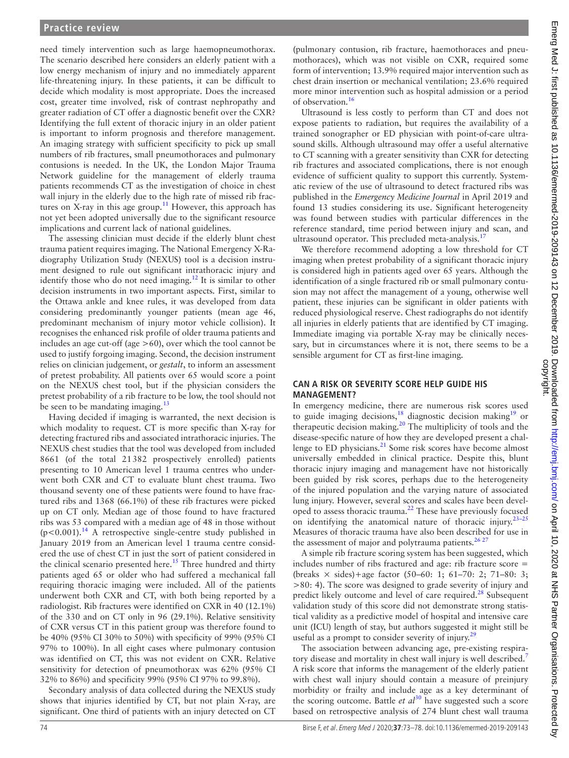need timely intervention such as large haemopneumothorax. The scenario described here considers an elderly patient with a low energy mechanism of injury and no immediately apparent life-threatening injury. In these patients, it can be difficult to decide which modality is most appropriate. Does the increased cost, greater time involved, risk of contrast nephropathy and greater radiation of CT offer a diagnostic benefit over the CXR? Identifying the full extent of thoracic injury in an older patient is important to inform prognosis and therefore management. An imaging strategy with sufficient specificity to pick up small numbers of rib fractures, small pneumothoraces and pulmonary contusions is needed. In the UK, the London Major Trauma Network guideline for the management of elderly trauma patients recommends CT as the investigation of choice in chest wall injury in the elderly due to the high rate of missed rib fractures on X-ray in this age group.[11] However, this approach has not yet been adopted universally due to the significant resource implications and current lack of national guidelines.

The assessing clinician must decide if the elderly blunt chest trauma patient requires imaging. The National Emergency X-Radiography Utilization Study (NEXUS) tool is a decision instrument designed to rule out significant intrathoracic injury and identify those who do not need imaging.[12] It is similar to other decision instruments in two important aspects. First, similar to the Ottawa ankle and knee rules, it was developed from data considering predominantly younger patients (mean age 46, predominant mechanism of injury motor vehicle collision). It recognises the enhanced risk profile of older trauma patients and includes an age cut-off (age >60), over which the tool cannot be used to justify forgoing imaging. Second, the decision instrument relies on clinician judgement, or *gestalt*, to inform an assessment of pretest probability. All patients over 65 would score a point on the NEXUS chest tool, but if the physician considers the pretest probability of a rib fracture to be low, the tool should not be seen to be mandating imaging.[13]

Having decided if imaging is warranted, the next decision is which modality to request. CT is more specific than X-ray for detecting fractured ribs and associated intrathoracic injuries. The NEXUS chest studies that the tool was developed from included 8661 (of the total 21 382 prospectively enrolled) patients presenting to 10 American level 1 trauma centres who underwent both CXR and CT to evaluate blunt chest trauma. Two thousand seventy one of these patients were found to have fractured ribs and 1368 (66.1%) of these rib fractures were picked up on CT only. Median age of those found to have fractured ribs was 53 compared with a median age of 48 in those without ($p<0.001$).[14] A retrospective single-centre study published in January 2019 from an American level 1 trauma centre considered the use of chest CT in just the sort of patient considered in the clinical scenario presented here.[15] Three hundred and thirty patients aged 65 or older who had suffered a mechanical fall requiring thoracic imaging were included. All of the patients underwent both CXR and CT, with both being reported by a radiologist. Rib fractures were identified on CXR in 40 (12.1%) of the 330 and on CT only in 96 (29.1%). Relative sensitivity of CXR versus CT in this patient group was therefore found to be 40% (95% CI 30% to 50%) with specificity of 99% (95% CI 97% to 100%). In all eight cases where pulmonary contusion was identified on CT, this was not evident on CXR. Relative sensitivity for detection of pneumothorax was 62% (95% CI 32% to 86%) and specificity 99% (95% CI 97% to 99.8%).

Secondary analysis of data collected during the NEXUS study shows that injuries identified by CT, but not plain X-ray, are significant. One third of patients with an injury detected on CT (pulmonary contusion, rib fracture, haemothoraces and pneumothoraces), which was not visible on CXR, required some form of intervention; 13.9% required major intervention such as chest drain insertion or mechanical ventilation; 23.6% required more minor intervention such as hospital admission or a period of observation.[16]

Ultrasound is less costly to perform than CT and does not expose patients to radiation, but requires the availability of a trained sonographer or ED physician with point-of-care ultrasound skills. Although ultrasound may offer a useful alternative to CT scanning with a greater sensitivity than CXR for detecting rib fractures and associated complications, there is not enough evidence of sufficient quality to support this currently. Systematic review of the use of ultrasound to detect fractured ribs was published in the *Emergency Medicine Journal* in April 2019 and found 13 studies considering its use. Significant heterogeneity was found between studies with particular differences in the reference standard, time period between injury and scan, and ultrasound operator. This precluded meta-analysis.[17]

We therefore recommend adopting a low threshold for CT imaging when pretest probability of a significant thoracic injury is considered high in patients aged over 65 years. Although the identification of a single fractured rib or small pulmonary contusion may not affect the management of a young, otherwise well patient, these injuries can be significant in older patients with reduced physiological reserve. Chest radiographs do not identify all injuries in elderly patients that are identified by CT imaging. Immediate imaging via portable X-ray may be clinically necessary, but in circumstances where it is not, there seems to be a sensible argument for CT as first-line imaging.

## CAN A RISK OR SEVERITY SCORE HELP GUIDE HIS MANAGEMENT?

In emergency medicine, there are numerous risk scores used to guide imaging decisions,[18] diagnostic decision making[19] or therapeutic decision making.[20] The multiplicity of tools and the disease-specific nature of how they are developed present a challenge to ED physicians.[21] Some risk scores have become almost universally embedded in clinical practice. Despite this, blunt thoracic injury imaging and management have not historically been guided by risk scores, perhaps due to the heterogeneity of the injured population and the varying nature of associated lung injury. However, several scores and scales have been developed to assess thoracic trauma.[22] These have previously focused on identifying the anatomical nature of thoracic injury.[23–25] Measures of thoracic trauma have also been described for use in the assessment of major and polytrauma patients.[26 27]

A simple rib fracture scoring system has been suggested, which includes number of ribs fractured and age: rib fracture score = (breaks × sides)+age factor (50–60: 1; 61–70: 2; 71–80: 3; >80: 4). The score was designed to grade severity of injury and predict likely outcome and level of care required.[28] Subsequent validation study of this score did not demonstrate strong statistical validity as a predictive model of hospital and intensive care unit (ICU) length of stay, but authors suggested it might still be useful as a prompt to consider severity of injury.[29]

The association between advancing age, pre-existing respiratory disease and mortality in chest wall injury is well described.[7] A risk score that informs the management of the elderly patient with chest wall injury should contain a measure of preinjury morbidity or frailty and include age as a key determinant of the scoring outcome. Battle *et al*[30] have suggested such a score based on retrospective analysis of 274 blunt chest wall trauma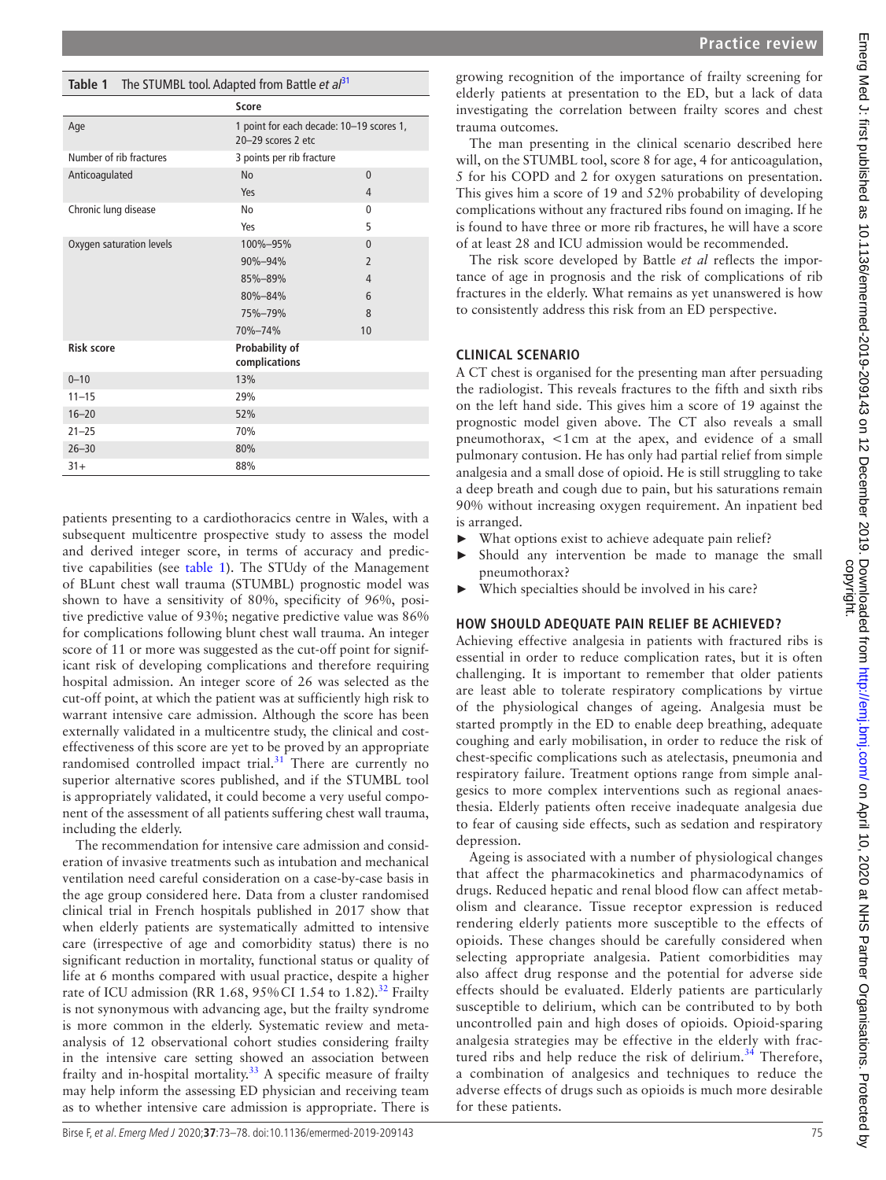**Table 1** The STUMBL tool. Adapted from Battle *et al*[31]

| | Score | |
|---|---|---|
| Age | 1 point for each decade: 10–19 scores 1, 20–29 scores 2 etc | |
| Number of rib fractures | 3 points per rib fracture | |
| Anticoagulated | No | 0 |
| | Yes | 4 |
| Chronic lung disease | No | 0 |
| | Yes | 5 |
| Oxygen saturation levels | 100%–95% | 0 |
| | 90%–94% | 2 |
| | 85%–89% | 4 |
| | 80%–84% | 6 |
| | 75%–79% | 8 |
| | 70%–74% | 10 |
| **Risk score** | **Probability of complications** | |
| 0–10 | 13% | |
| 11–15 | 29% | |
| 16–20 | 52% | |
| 21–25 | 70% | |
| 26–30 | 80% | |
| 31+ | 88% | |

patients presenting to a cardiothoracics centre in Wales, with a subsequent multicentre prospective study to assess the model and derived integer score, in terms of accuracy and predictive capabilities (see table 1). The STUdy of the Management of BLunt chest wall trauma (STUMBL) prognostic model was shown to have a sensitivity of 80%, specificity of 96%, positive predictive value of 93%; negative predictive value was 86% for complications following blunt chest wall trauma. An integer score of 11 or more was suggested as the cut-off point for significant risk of developing complications and therefore requiring hospital admission. An integer score of 26 was selected as the cut-off point, at which the patient was at sufficiently high risk to warrant intensive care admission. Although the score has been externally validated in a multicentre study, the clinical and cost-effectiveness of this score are yet to be proved by an appropriate randomised controlled impact trial.[31] There are currently no superior alternative scores published, and if the STUMBL tool is appropriately validated, it could become a very useful component of the assessment of all patients suffering chest wall trauma, including the elderly.

The recommendation for intensive care admission and consideration of invasive treatments such as intubation and mechanical ventilation need careful consideration on a case-by-case basis in the age group considered here. Data from a cluster randomised clinical trial in French hospitals published in 2017 show that when elderly patients are systematically admitted to intensive care (irrespective of age and comorbidity status) there is no significant reduction in mortality, functional status or quality of life at 6 months compared with usual practice, despite a higher rate of ICU admission (RR 1.68, 95% CI 1.54 to 1.82).[32] Frailty is not synonymous with advancing age, but the frailty syndrome is more common in the elderly. Systematic review and meta-analysis of 12 observational cohort studies considering frailty in the intensive care setting showed an association between frailty and in-hospital mortality.[33] A specific measure of frailty may help inform the assessing ED physician and receiving team as to whether intensive care admission is appropriate. There is growing recognition of the importance of frailty screening for elderly patients at presentation to the ED, but a lack of data investigating the correlation between frailty scores and chest trauma outcomes.

The man presenting in the clinical scenario described here will, on the STUMBL tool, score 8 for age, 4 for anticoagulation, 5 for his COPD and 2 for oxygen saturations on presentation. This gives him a score of 19 and 52% probability of developing complications without any fractured ribs found on imaging. If he is found to have three or more rib fractures, he will have a score of at least 28 and ICU admission would be recommended.

The risk score developed by Battle *et al* reflects the importance of age in prognosis and the risk of complications of rib fractures in the elderly. What remains as yet unanswered is how to consistently address this risk from an ED perspective.

## CLINICAL SCENARIO

A CT chest is organised for the presenting man after persuading the radiologist. This reveals fractures to the fifth and sixth ribs on the left hand side. This gives him a score of 19 against the prognostic model given above. The CT also reveals a small pneumothorax, <1 cm at the apex, and evidence of a small pulmonary contusion. He has only had partial relief from simple analgesia and a small dose of opioid. He is still struggling to take a deep breath and cough due to pain, but his saturations remain 90% without increasing oxygen requirement. An inpatient bed is arranged.

- What options exist to achieve adequate pain relief?
- Should any intervention be made to manage the small pneumothorax?
- Which specialties should be involved in his care?

## HOW SHOULD ADEQUATE PAIN RELIEF BE ACHIEVED?

Achieving effective analgesia in patients with fractured ribs is essential in order to reduce complication rates, but it is often challenging. It is important to remember that older patients are least able to tolerate respiratory complications by virtue of the physiological changes of ageing. Analgesia must be started promptly in the ED to enable deep breathing, adequate coughing and early mobilisation, in order to reduce the risk of chest-specific complications such as atelectasis, pneumonia and respiratory failure. Treatment options range from simple analgesics to more complex interventions such as regional anaesthesia. Elderly patients often receive inadequate analgesia due to fear of causing side effects, such as sedation and respiratory depression.

Ageing is associated with a number of physiological changes that affect the pharmacokinetics and pharmacodynamics of drugs. Reduced hepatic and renal blood flow can affect metabolism and clearance. Tissue receptor expression is reduced rendering elderly patients more susceptible to the effects of opioids. These changes should be carefully considered when selecting appropriate analgesia. Patient comorbidities may also affect drug response and the potential for adverse side effects should be evaluated. Elderly patients are particularly susceptible to delirium, which can be contributed to by both uncontrolled pain and high doses of opioids. Opioid-sparing analgesia strategies may be effective in the elderly with fractured ribs and help reduce the risk of delirium.[34] Therefore, a combination of analgesics and techniques to reduce the adverse effects of drugs such as opioids is much more desirable for these patients.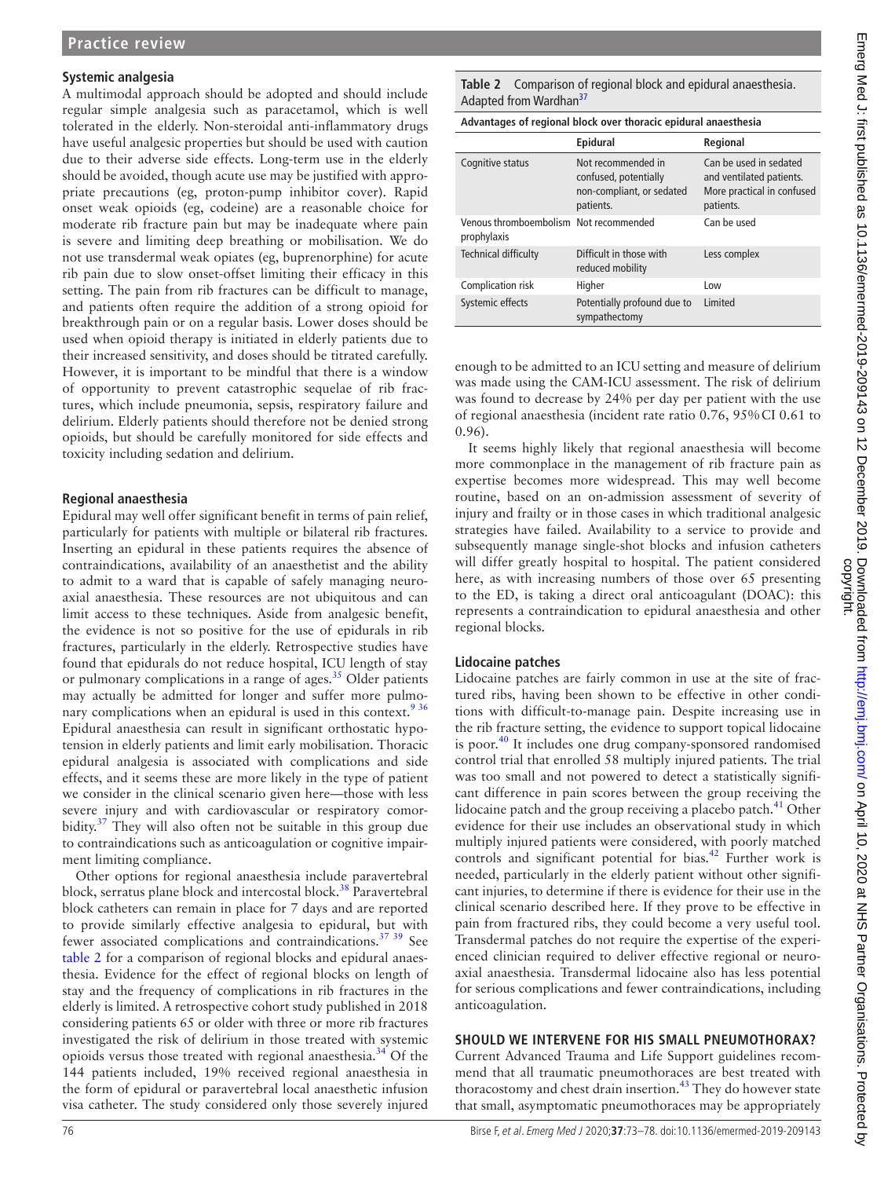## Systemic analgesia

A multimodal approach should be adopted and should include regular simple analgesia such as paracetamol, which is well tolerated in the elderly. Non-steroidal anti-inflammatory drugs have useful analgesic properties but should be used with caution due to their adverse side effects. Long-term use in the elderly should be avoided, though acute use may be justified with appropriate precautions (eg, proton-pump inhibitor cover). Rapid onset weak opioids (eg, codeine) are a reasonable choice for moderate rib fracture pain but may be inadequate where pain is severe and limiting deep breathing or mobilisation. We do not use transdermal weak opiates (eg, buprenorphine) for acute rib pain due to slow onset-offset limiting their efficacy in this setting. The pain from rib fractures can be difficult to manage, and patients often require the addition of a strong opioid for breakthrough pain or on a regular basis. Lower doses should be used when opioid therapy is initiated in elderly patients due to their increased sensitivity, and doses should be titrated carefully. However, it is important to be mindful that there is a window of opportunity to prevent catastrophic sequelae of rib fractures, which include pneumonia, sepsis, respiratory failure and delirium. Elderly patients should therefore not be denied strong opioids, but should be carefully monitored for side effects and toxicity including sedation and delirium.

## Regional anaesthesia

Epidural may well offer significant benefit in terms of pain relief, particularly for patients with multiple or bilateral rib fractures. Inserting an epidural in these patients requires the absence of contraindications, availability of an anaesthetist and the ability to admit to a ward that is capable of safely managing neuroaxial anaesthesia. These resources are not ubiquitous and can limit access to these techniques. Aside from analgesic benefit, the evidence is not so positive for the use of epidurals in rib fractures, particularly in the elderly. Retrospective studies have found that epidurals do not reduce hospital, ICU length of stay or pulmonary complications in a range of ages.[35] Older patients may actually be admitted for longer and suffer more pulmonary complications when an epidural is used in this context.[9,36] Epidural anaesthesia can result in significant orthostatic hypotension in elderly patients and limit early mobilisation. Thoracic epidural analgesia is associated with complications and side effects, and it seems these are more likely in the type of patient we consider in the clinical scenario given here—those with less severe injury and with cardiovascular or respiratory comorbidity.[37] They will also often not be suitable in this group due to contraindications such as anticoagulation or cognitive impairment limiting compliance.

Other options for regional anaesthesia include paravertebral block, serratus plane block and intercostal block.[38] Paravertebral block catheters can remain in place for 7 days and are reported to provide similarly effective analgesia to epidural, but with fewer associated complications and contraindications.[37,39] See table 2 for a comparison of regional blocks and epidural anaesthesia. Evidence for the effect of regional blocks on length of stay and the frequency of complications in rib fractures in the elderly is limited. A retrospective cohort study published in 2018 considering patients 65 or older with three or more rib fractures investigated the risk of delirium in those treated with systemic opioids versus those treated with regional anaesthesia.[34] Of the 144 patients included, 19% received regional anaesthesia in the form of epidural or paravertebral local anaesthetic infusion visa catheter. The study considered only those severely injured enough to be admitted to an ICU setting and measure of delirium was made using the CAM-ICU assessment. The risk of delirium was found to decrease by 24% per day per patient with the use of regional anaesthesia (incident rate ratio 0.76, 95% CI 0.61 to 0.96).

**Table 2** Comparison of regional block and epidural anaesthesia. Adapted from Wardhan[37]

| Advantages of regional block over thoracic epidural anaesthesia | | |
|---|---|---|
| | **Epidural** | **Regional** |
| Cognitive status | Not recommended in confused, potentially non-compliant, or sedated patients. | Can be used in sedated and ventilated patients. More practical in confused patients. |
| Venous thromboembolism prophylaxis | Not recommended | Can be used |
| Technical difficulty | Difficult in those with reduced mobility | Less complex |
| Complication risk | Higher | Low |
| Systemic effects | Potentially profound due to sympathectomy | Limited |

It seems highly likely that regional anaesthesia will become more commonplace in the management of rib fracture pain as expertise becomes more widespread. This may well become routine, based on an on-admission assessment of severity of injury and frailty or in those cases in which traditional analgesic strategies have failed. Availability to a service to provide and subsequently manage single-shot blocks and infusion catheters will differ greatly hospital to hospital. The patient considered here, as with increasing numbers of those over 65 presenting to the ED, is taking a direct oral anticoagulant (DOAC): this represents a contraindication to epidural anaesthesia and other regional blocks.

## Lidocaine patches

Lidocaine patches are fairly common in use at the site of fractured ribs, having been shown to be effective in other conditions with difficult-to-manage pain. Despite increasing use in the rib fracture setting, the evidence to support topical lidocaine is poor.[40] It includes one drug company-sponsored randomised control trial that enrolled 58 multiply injured patients. The trial was too small and not powered to detect a statistically significant difference in pain scores between the group receiving the lidocaine patch and the group receiving a placebo patch.[41] Other evidence for their use includes an observational study in which multiply injured patients were considered, with poorly matched controls and significant potential for bias.[42] Further work is needed, particularly in the elderly patient without other significant injuries, to determine if there is evidence for their use in the clinical scenario described here. If they prove to be effective in pain from fractured ribs, they could become a very useful tool. Transdermal patches do not require the expertise of the experienced clinician required to deliver effective regional or neuroaxial anaesthesia. Transdermal lidocaine also has less potential for serious complications and fewer contraindications, including anticoagulation.

## SHOULD WE INTERVENE FOR HIS SMALL PNEUMOTHORAX?

Current Advanced Trauma and Life Support guidelines recommend that all traumatic pneumothoraces are best treated with thoracostomy and chest drain insertion.[43] They do however state that small, asymptomatic pneumothoraces may be appropriately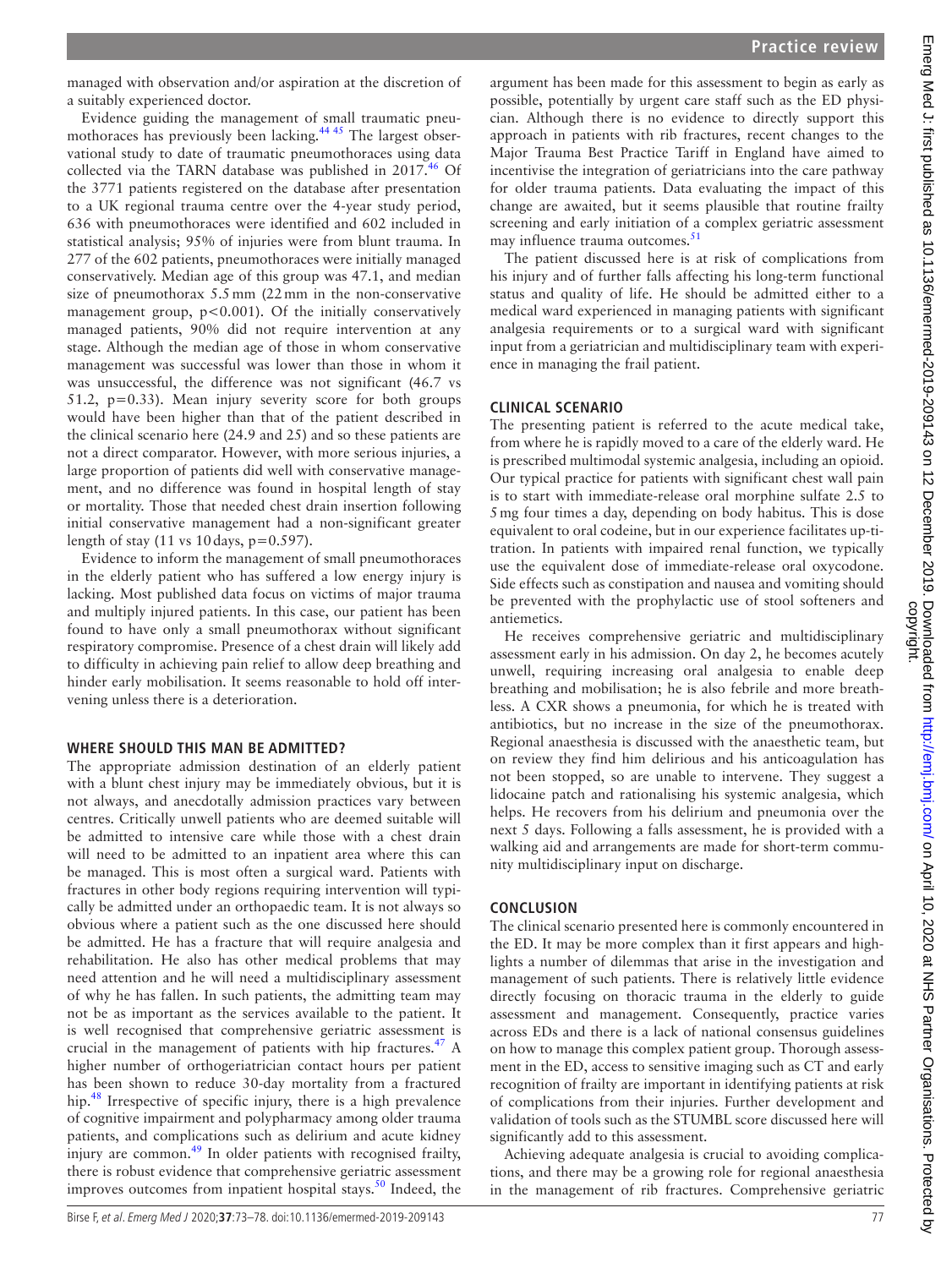managed with observation and/or aspiration at the discretion of a suitably experienced doctor.

Evidence guiding the management of small traumatic pneumothoraces has previously been lacking.[44 45] The largest observational study to date of traumatic pneumothoraces using data collected via the TARN database was published in 2017.[46] Of the 3771 patients registered on the database after presentation to a UK regional trauma centre over the 4-year study period, 636 with pneumothoraces were identified and 602 included in statistical analysis; 95% of injuries were from blunt trauma. In 277 of the 602 patients, pneumothoraces were initially managed conservatively. Median age of this group was 47.1, and median size of pneumothorax 5.5 mm (22 mm in the non-conservative management group, $p<0.001$). Of the initially conservatively managed patients, 90% did not require intervention at any stage. Although the median age of those in whom conservative management was successful was lower than those in whom it was unsuccessful, the difference was not significant (46.7 vs 51.2, $p=0.33$). Mean injury severity score for both groups would have been higher than that of the patient described in the clinical scenario here (24.9 and 25) and so these patients are not a direct comparator. However, with more serious injuries, a large proportion of patients did well with conservative management, and no difference was found in hospital length of stay or mortality. Those that needed chest drain insertion following initial conservative management had a non-significant greater length of stay (11 vs 10 days, $p=0.597$).

Evidence to inform the management of small pneumothoraces in the elderly patient who has suffered a low energy injury is lacking. Most published data focus on victims of major trauma and multiply injured patients. In this case, our patient has been found to have only a small pneumothorax without significant respiratory compromise. Presence of a chest drain will likely add to difficulty in achieving pain relief to allow deep breathing and hinder early mobilisation. It seems reasonable to hold off intervening unless there is a deterioration.

## WHERE SHOULD THIS MAN BE ADMITTED?

The appropriate admission destination of an elderly patient with a blunt chest injury may be immediately obvious, but it is not always, and anecdotally admission practices vary between centres. Critically unwell patients who are deemed suitable will be admitted to intensive care while those with a chest drain will need to be admitted to an inpatient area where this can be managed. This is most often a surgical ward. Patients with fractures in other body regions requiring intervention will typically be admitted under an orthopaedic team. It is not always so obvious where a patient such as the one discussed here should be admitted. He has a fracture that will require analgesia and rehabilitation. He also has other medical problems that may need attention and he will need a multidisciplinary assessment of why he has fallen. In such patients, the admitting team may not be as important as the services available to the patient. It is well recognised that comprehensive geriatric assessment is crucial in the management of patients with hip fractures.[47] A higher number of orthogeriatrician contact hours per patient has been shown to reduce 30-day mortality from a fractured hip.[48] Irrespective of specific injury, there is a high prevalence of cognitive impairment and polypharmacy among older trauma patients, and complications such as delirium and acute kidney injury are common.[49] In older patients with recognised frailty, there is robust evidence that comprehensive geriatric assessment improves outcomes from inpatient hospital stays.[50] Indeed, the argument has been made for this assessment to begin as early as possible, potentially by urgent care staff such as the ED physician. Although there is no evidence to directly support this approach in patients with rib fractures, recent changes to the Major Trauma Best Practice Tariff in England have aimed to incentivise the integration of geriatricians into the care pathway for older trauma patients. Data evaluating the impact of this change are awaited, but it seems plausible that routine frailty screening and early initiation of a complex geriatric assessment may influence trauma outcomes.[51]

The patient discussed here is at risk of complications from his injury and of further falls affecting his long-term functional status and quality of life. He should be admitted either to a medical ward experienced in managing patients with significant analgesia requirements or to a surgical ward with significant input from a geriatrician and multidisciplinary team with experience in managing the frail patient.

## CLINICAL SCENARIO

The presenting patient is referred to the acute medical take, from where he is rapidly moved to a care of the elderly ward. He is prescribed multimodal systemic analgesia, including an opioid. Our typical practice for patients with significant chest wall pain is to start with immediate-release oral morphine sulfate 2.5 to 5 mg four times a day, depending on body habitus. This is dose equivalent to oral codeine, but in our experience facilitates up-titration. In patients with impaired renal function, we typically use the equivalent dose of immediate-release oral oxycodone. Side effects such as constipation and nausea and vomiting should be prevented with the prophylactic use of stool softeners and antiemetics.

He receives comprehensive geriatric and multidisciplinary assessment early in his admission. On day 2, he becomes acutely unwell, requiring increasing oral analgesia to enable deep breathing and mobilisation; he is also febrile and more breathless. A CXR shows a pneumonia, for which he is treated with antibiotics, but no increase in the size of the pneumothorax. Regional anaesthesia is discussed with the anaesthetic team, but on review they find him delirious and his anticoagulation has not been stopped, so are unable to intervene. They suggest a lidocaine patch and rationalising his systemic analgesia, which helps. He recovers from his delirium and pneumonia over the next 5 days. Following a falls assessment, he is provided with a walking aid and arrangements are made for short-term community multidisciplinary input on discharge.

## CONCLUSION

The clinical scenario presented here is commonly encountered in the ED. It may be more complex than it first appears and highlights a number of dilemmas that arise in the investigation and management of such patients. There is relatively little evidence directly focusing on thoracic trauma in the elderly to guide assessment and management. Consequently, practice varies across EDs and there is a lack of national consensus guidelines on how to manage this complex patient group. Thorough assessment in the ED, access to sensitive imaging such as CT and early recognition of frailty are important in identifying patients at risk of complications from their injuries. Further development and validation of tools such as the STUMBL score discussed here will significantly add to this assessment.

Achieving adequate analgesia is crucial to avoiding complications, and there may be a growing role for regional anaesthesia in the management of rib fractures. Comprehensive geriatric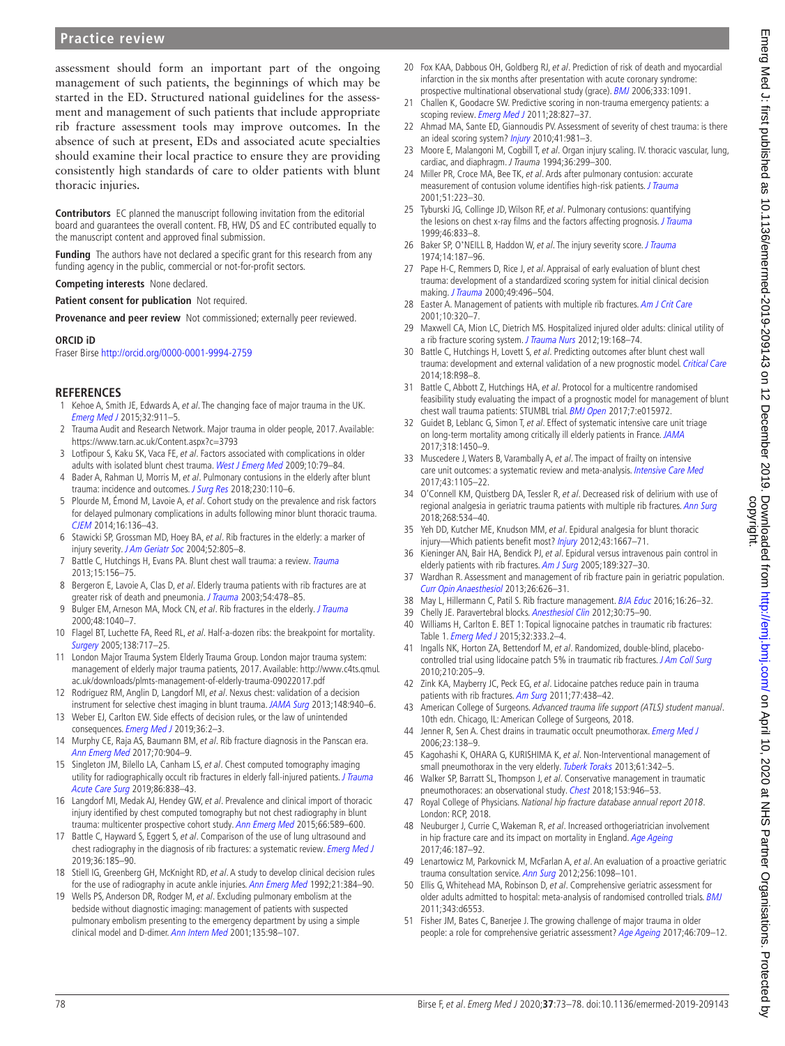assessment should form an important part of the ongoing management of such patients, the beginnings of which may be started in the ED. Structured national guidelines for the assessment and management of such patients that include appropriate rib fracture assessment tools may improve outcomes. In the absence of such at present, EDs and associated acute specialties should examine their local practice to ensure they are providing consistently high standards of care to older patients with blunt thoracic injuries.

**Contributors** EC planned the manuscript following invitation from the editorial board and guarantees the overall content. FB, HW, DS and EC contributed equally to the manuscript content and approved final submission.

**Funding** The authors have not declared a specific grant for this research from any funding agency in the public, commercial or not-for-profit sectors.

**Competing interests** None declared.

**Patient consent for publication** Not required.

**Provenance and peer review** Not commissioned; externally peer reviewed.

**ORCID iD**

Fraser Birse http://orcid.org/0000-0001-9994-2759

## REFERENCES

1. Kehoe A, Smith JE, Edwards A, *et al*. The changing face of major trauma in the UK. *Emerg Med J* 2015;32:911–5.
2. Trauma Audit and Research Network. Major trauma in older people, 2017. Available: https://www.tarn.ac.uk/Content.aspx?c=3793
3. Lotfipour S, Kaku SK, Vaca FE, *et al*. Factors associated with complications in older adults with isolated blunt chest trauma. *West J Emerg Med* 2009;10:79–84.
4. Bader A, Rahman U, Morris M, *et al*. Pulmonary contusions in the elderly after blunt trauma: incidence and outcomes. *J Surg Res* 2018;230:110–6.
5. Plourde M, Émond M, Lavoie A, *et al*. Cohort study on the prevalence and risk factors for delayed pulmonary complications in adults following minor blunt thoracic trauma. *CJEM* 2014;16:136–43.
6. Stawicki SP, Grossman MD, Hoey BA, *et al*. Rib fractures in the elderly: a marker of injury severity. *J Am Geriatr Soc* 2004;52:805–8.
7. Battle C, Hutchings H, Evans PA. Blunt chest wall trauma: a review. *Trauma* 2013;15:156–75.
8. Bergeron E, Lavoie A, Clas D, *et al*. Elderly trauma patients with rib fractures are at greater risk of death and pneumonia. *J Trauma* 2003;54:478–85.
9. Bulger EM, Arneson MA, Mock CN, *et al*. Rib fractures in the elderly. *J Trauma* 2000;48:1040–7.
10. Flagel BT, Luchette FA, Reed RL, *et al*. Half-a-dozen ribs: the breakpoint for mortality. *Surgery* 2005;138:717–25.
11. London Major Trauma System Elderly Trauma Group. London major trauma system: management of elderly major trauma patients, 2017. Available: http://www.c4ts.qmul.ac.uk/downloads/plmts-management-of-elderly-trauma-09022017.pdf
12. Rodriguez RM, Anglin D, Langdorf MI, *et al*. Nexus chest: validation of a decision instrument for selective chest imaging in blunt trauma. *JAMA Surg* 2013;148:940–6.
13. Weber EJ, Carlton EW. Side effects of decision rules, or the law of unintended consequences. *Emerg Med J* 2019;36:2–3.
14. Murphy CE, Raja AS, Baumann BM, *et al*. Rib fracture diagnosis in the Panscan era. *Ann Emerg Med* 2017;70:904–9.
15. Singleton JM, Bilello LA, Canham LS, *et al*. Chest computed tomography imaging utility for radiographically occult rib fractures in elderly fall-injured patients. *J Trauma Acute Care Surg* 2019;86:838–43.
16. Langdorf MI, Medak AJ, Hendey GW, *et al*. Prevalence and clinical import of thoracic injury identified by chest computed tomography but not chest radiography in blunt trauma: multicenter prospective cohort study. *Ann Emerg Med* 2015;66:589–600.
17. Battle C, Hayward S, Eggert S, *et al*. Comparison of the use of lung ultrasound and chest radiography in the diagnosis of rib fractures: a systematic review. *Emerg Med J* 2019;36:185–90.
18. Stiell IG, Greenberg GH, McKnight RD, *et al*. A study to develop clinical decision rules for the use of radiography in acute ankle injuries. *Ann Emerg Med* 1992;21:384–90.
19. Wells PS, Anderson DR, Rodger M, *et al*. Excluding pulmonary embolism at the bedside without diagnostic imaging: management of patients with suspected pulmonary embolism presenting to the emergency department by using a simple clinical model and D-dimer. *Ann Intern Med* 2001;135:98–107.
20. Fox KAA, Dabbous OH, Goldberg RJ, *et al*. Prediction of risk of death and myocardial infarction in the six months after presentation with acute coronary syndrome: prospective multinational observational study (grace). *BMJ* 2006;333:1091.
21. Challen K, Goodacre SW. Predictive scoring in non-trauma emergency patients: a scoping review. *Emerg Med J* 2011;28:827–37.
22. Ahmad MA, Sante ED, Giannoudis PV. Assessment of severity of chest trauma: is there an ideal scoring system? *Injury* 2010;41:981–3.
23. Moore E, Malangoni M, Cogbill T, *et al*. Organ injury scaling. IV. thoracic vascular, lung, cardiac, and diaphragm. *J Trauma* 1994;36:299–300.
24. Miller PR, Croce MA, Bee TK, *et al*. Ards after pulmonary contusion: accurate measurement of contusion volume identifies high-risk patients. *J Trauma* 2001;51:223–30.
25. Tyburski JG, Collinge JD, Wilson RF, *et al*. Pulmonary contusions: quantifying the lesions on chest x-ray films and the factors affecting prognosis. *J Trauma* 1999;46:833–8.
26. Baker SP, O'NEILL B, Haddon W, *et al*. The injury severity score. *J Trauma* 1974;14:187–96.
27. Pape H-C, Remmers D, Rice J, *et al*. Appraisal of early evaluation of blunt chest trauma: development of a standardized scoring system for initial clinical decision making. *J Trauma* 2000;49:496–504.
28. Easter A. Management of patients with multiple rib fractures. *Am J Crit Care* 2001;10:320–7.
29. Maxwell CA, Mion LC, Dietrich MS. Hospitalized injured older adults: clinical utility of a rib fracture scoring system. *J Trauma Nurs* 2012;19:168–74.
30. Battle C, Hutchings H, Lovett S, *et al*. Predicting outcomes after blunt chest wall trauma: development and external validation of a new prognostic model. *Critical Care* 2014;18:R98–8.
31. Battle C, Abbott Z, Hutchings HA, *et al*. Protocol for a multicentre randomised feasibility study evaluating the impact of a prognostic model for management of blunt chest wall trauma patients: STUMBL trial. *BMJ Open* 2017;7:e015972.
32. Guidet B, Leblanc G, Simon T, *et al*. Effect of systematic intensive care unit triage on long-term mortality among critically ill elderly patients in France. *JAMA* 2017;318:1450–9.
33. Muscedere J, Waters B, Varambally A, *et al*. The impact of frailty on intensive care unit outcomes: a systematic review and meta-analysis. *Intensive Care Med* 2017;43:1105–22.
34. O'Connell KM, Quistberg DA, Tessler R, *et al*. Decreased risk of delirium with use of regional analgesia in geriatric trauma patients with multiple rib fractures. *Ann Surg* 2018;268:534–40.
35. Yeh DD, Kutcher ME, Knudson MM, *et al*. Epidural analgesia for blunt thoracic injury—Which patients benefit most? *Injury* 2012;43:1667–71.
36. Kieninger AN, Bair HA, Bendick PJ, *et al*. Epidural versus intravenous pain control in elderly patients with rib fractures. *Am J Surg* 2005;189:327–30.
37. Wardhan R. Assessment and management of rib fracture pain in geriatric population. *Curr Opin Anaesthesiol* 2013;26:626–31.
38. May L, Hillermann C, Patil S. Rib fracture management. *BJA Educ* 2016;16:26–32.
39. Chelly JE. Paravertebral blocks. *Anesthesiol Clin* 2012;30:75–90.
40. Williams H, Carlton E. BET 1: Topical lignocaine patches in traumatic rib fractures: Table 1. *Emerg Med J* 2015;32:333.2–4.
41. Ingalls NK, Horton ZA, Bettendorf M, *et al*. Randomized, double-blind, placebo-controlled trial using lidocaine patch 5% in traumatic rib fractures. *J Am Coll Surg* 2010;210:205–9.
42. Zink KA, Mayberry JC, Peck EG, *et al*. Lidocaine patches reduce pain in trauma patients with rib fractures. *Am Surg* 2011;77:438–42.
43. American College of Surgeons. *Advanced trauma life support (ATLS) student manual*. 10th edn. Chicago, IL: American College of Surgeons, 2018.
44. Jenner R, Sen A. Chest drains in traumatic occult pneumothorax. *Emerg Med J* 2006;23:138–9.
45. Kagohashi K, OHARA G, KURISHIMA K, *et al*. Non-Interventional management of small pneumothorax in the very elderly. *Tuberk Toraks* 2013;61:342–5.
46. Walker SP, Barratt SL, Thompson J, *et al*. Conservative management in traumatic pneumothoraces: an observational study. *Chest* 2018;153:946–53.
47. Royal College of Physicians. *National hip fracture database annual report 2018*. London: RCP, 2018.
48. Neuburger J, Currie C, Wakeman R, *et al*. Increased orthogeriatrician involvement in hip fracture care and its impact on mortality in England. *Age Ageing* 2017;46:187–92.
49. Lenartowicz M, Parkovnick M, McFarlan A, *et al*. An evaluation of a proactive geriatric trauma consultation service. *Ann Surg* 2012;256:1098–101.
50. Ellis G, Whitehead MA, Robinson D, *et al*. Comprehensive geriatric assessment for older adults admitted to hospital: meta-analysis of randomised controlled trials. *BMJ* 2011;343:d6553.
51. Fisher JM, Bates C, Banerjee J. The growing challenge of major trauma in older people: a role for comprehensive geriatric assessment? *Age Ageing* 2017;46:709–12.